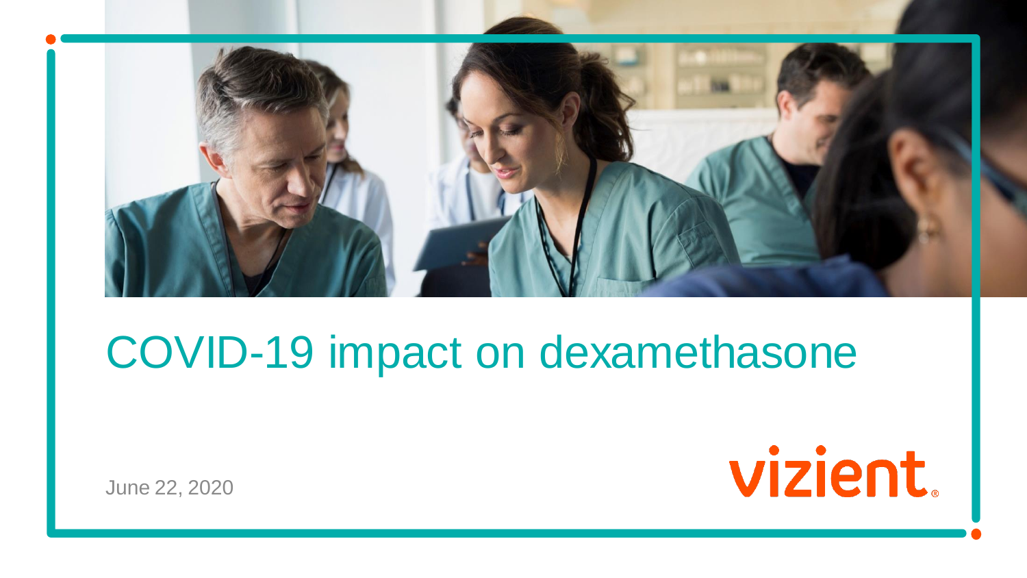# COVID-19 impact on dexamethasone

June 22, 2020

vizient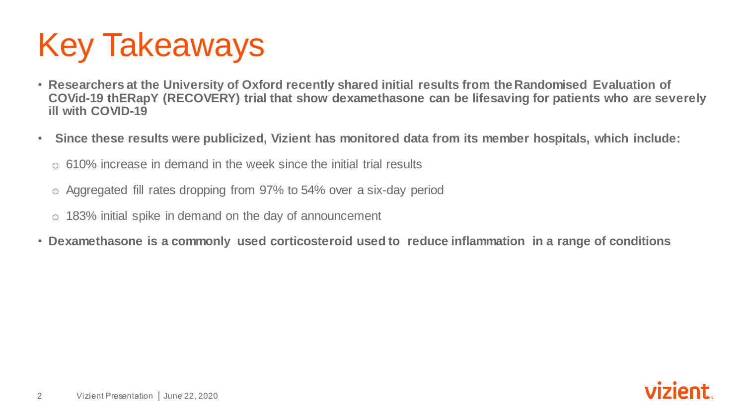# Key Takeaways

- **Researchers at the University of Oxford recently shared initial results from the Randomised Evaluation of COVid-19 thERapY (RECOVERY) trial that show dexamethasone can be lifesaving for patients who are severely ill with COVID-19**
- **Since these results were publicized, Vizient has monitored data from its member hospitals, which include:**
  - 610% increase in demand in the week since the initial trial results
  - Aggregated fill rates dropping from 97% to 54% over a six-day period
  - 183% initial spike in demand on the day of announcement
- **Dexamethasone is a commonly used corticosteroid used to reduce inflammation in a range of conditions**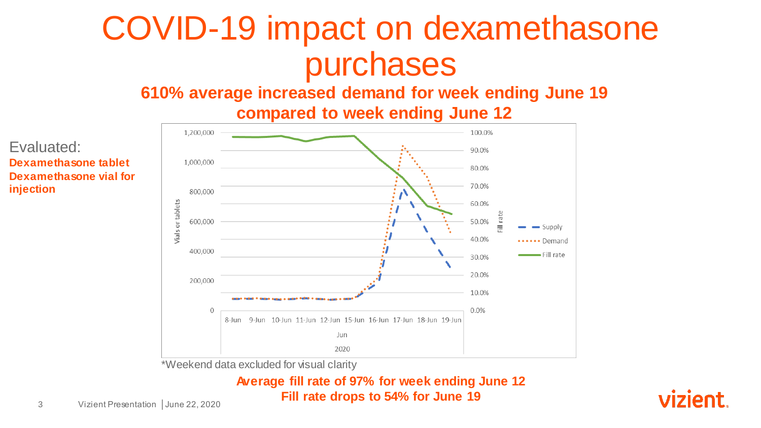# COVID-19 impact on dexamethasone purchases

**610% average increased demand for week ending June 19 compared to week ending June 12**

Evaluated:

**Dexamethasone tablet**
**Dexamethasone vial for injection**

*Weekend data excluded for visual clarity

**Average fill rate of 97% for week ending June 12**
**Fill rate drops to 54% for June 19**

Vizient Presentation | June 22, 2020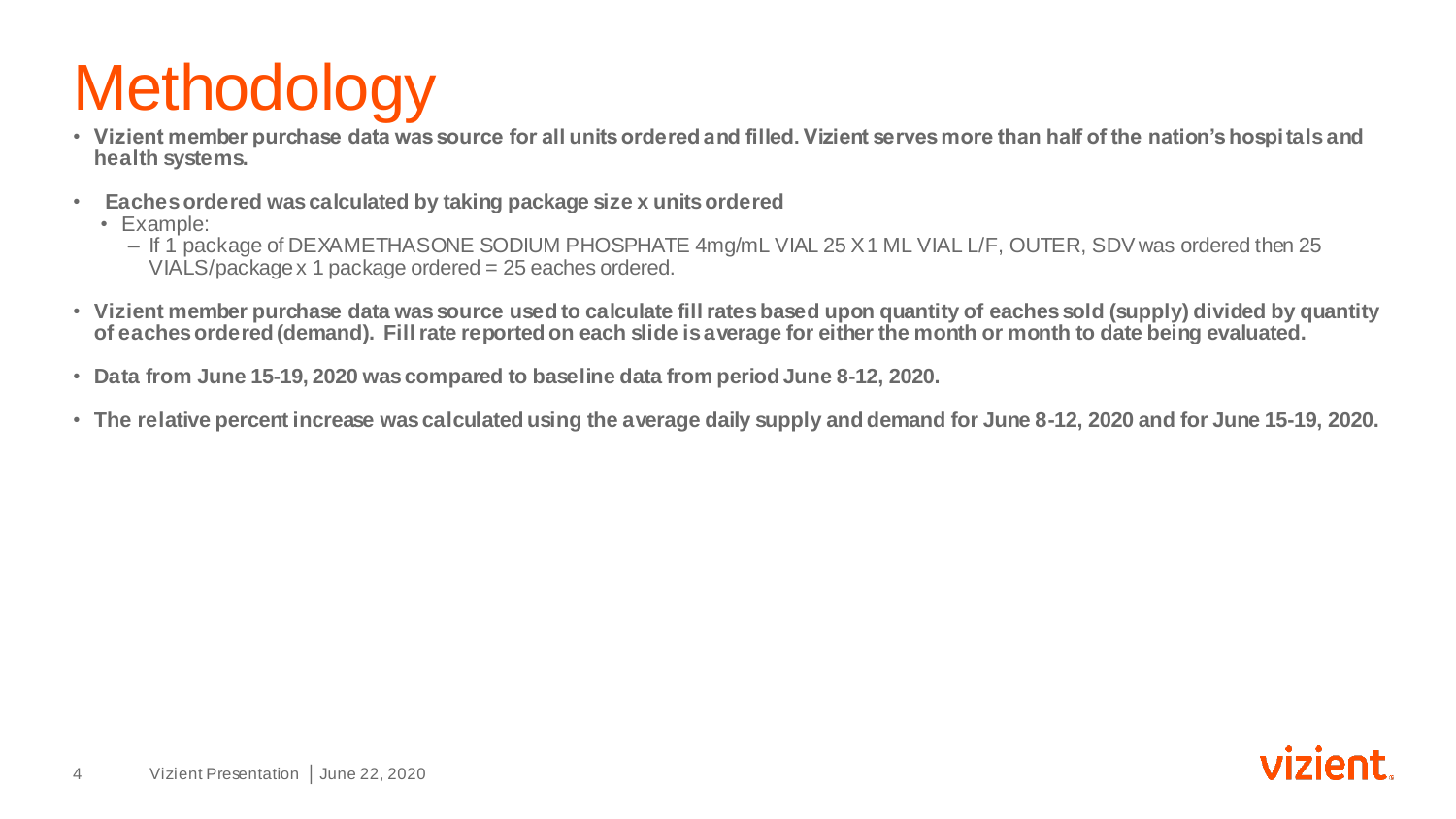# Methodology

- **Vizient member purchase data was source for all units ordered and filled. Vizient serves more than half of the nation's hospitals and health systems.**
- **Eaches ordered was calculated by taking package size x units ordered**
  - Example:
    - If 1 package of DEXAMETHASONE SODIUM PHOSPHATE 4mg/mL VIAL 25 X 1 ML VIAL L/F, OUTER, SDV was ordered then 25 VIALS/package x 1 package ordered = 25 eaches ordered.
- **Vizient member purchase data was source used to calculate fill rates based upon quantity of eaches sold (supply) divided by quantity of eaches ordered (demand). Fill rate reported on each slide is average for either the month or month to date being evaluated.**
- **Data from June 15-19, 2020 was compared to baseline data from period June 8-12, 2020.**
- **The relative percent increase was calculated using the average daily supply and demand for June 8-12, 2020 and for June 15-19, 2020.**